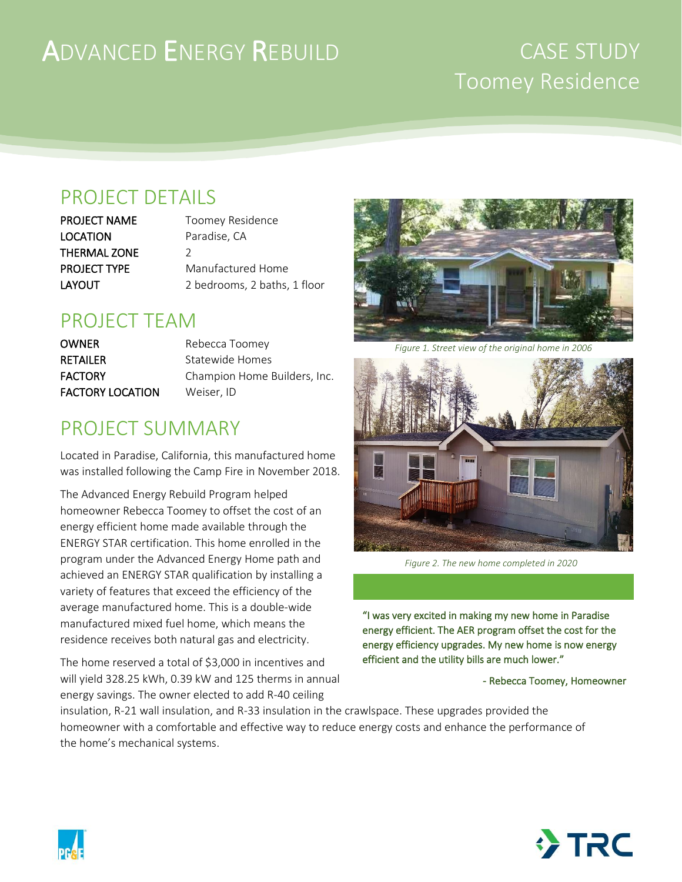# Advanced Energy Rebuild

## CASE STUDY
## Toomey Residence

## PROJECT DETAILS

| | |
|---|---|
| PROJECT NAME | Toomey Residence |
| LOCATION | Paradise, CA |
| THERMAL ZONE | 2 |
| PROJECT TYPE | Manufactured Home |
| LAYOUT | 2 bedrooms, 2 baths, 1 floor |

## PROJECT TEAM

| | |
|---|---|
| OWNER | Rebecca Toomey |
| RETAILER | Statewide Homes |
| FACTORY | Champion Home Builders, Inc. |
| FACTORY LOCATION | Weiser, ID |

*Figure 1. Street view of the original home in 2006*

*Figure 2. The new home completed in 2020*

## PROJECT SUMMARY

Located in Paradise, California, this manufactured home was installed following the Camp Fire in November 2018.

The Advanced Energy Rebuild Program helped homeowner Rebecca Toomey to offset the cost of an energy efficient home made available through the ENERGY STAR certification. This home enrolled in the program under the Advanced Energy Home path and achieved an ENERGY STAR qualification by installing a variety of features that exceed the efficiency of the average manufactured home. This is a double-wide manufactured mixed fuel home, which means the residence receives both natural gas and electricity.

The home reserved a total of $3,000 in incentives and will yield 328.25 kWh, 0.39 kW and 125 therms in annual energy savings. The owner elected to add R-40 ceiling insulation, R-21 wall insulation, and R-33 insulation in the crawlspace. These upgrades provided the homeowner with a comfortable and effective way to reduce energy costs and enhance the performance of the home's mechanical systems.

> "I was very excited in making my new home in Paradise energy efficient. The AER program offset the cost for the energy efficiency upgrades. My new home is now energy efficient and the utility bills are much lower."
>
> \- Rebecca Toomey, Homeowner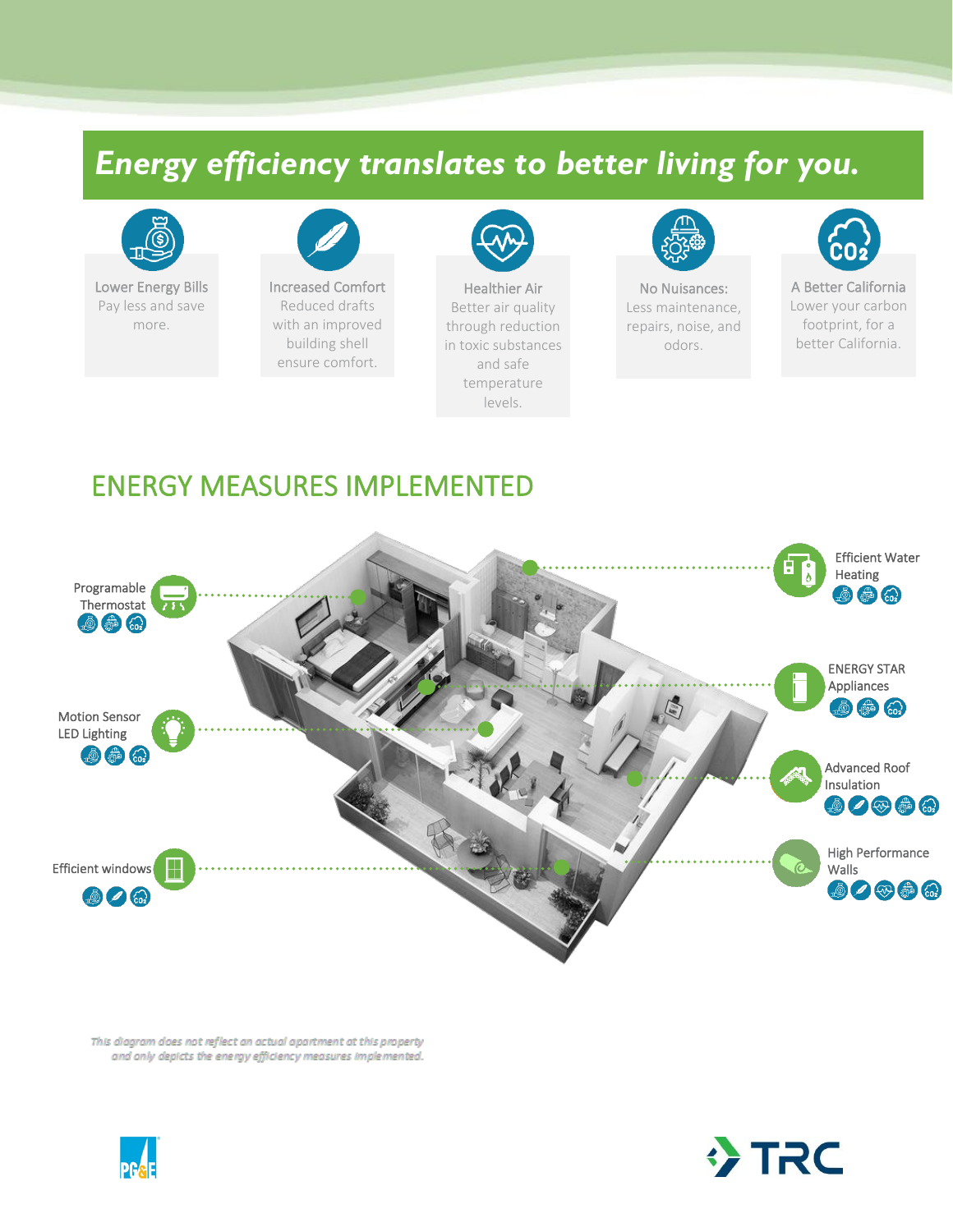## *Energy efficiency translates to better living for you.*

**Lower Energy Bills**
Pay less and save more.

**Increased Comfort**
Reduced drafts with an improved building shell ensure comfort.

**Healthier Air**
Better air quality through reduction in toxic substances and safe temperature levels.

**No Nuisances:**
Less maintenance, repairs, noise, and odors.

**A Better California**
Lower your carbon footprint, for a better California.

## ENERGY MEASURES IMPLEMENTED

- Programable Thermostat
- Motion Sensor LED Lighting
- Efficient windows
- Efficient Water Heating
- ENERGY STAR Appliances
- Advanced Roof Insulation
- High Performance Walls

*This diagram does not reflect an actual apartment at this property and only depicts the energy efficiency measures implemented.*

PG&E

TRC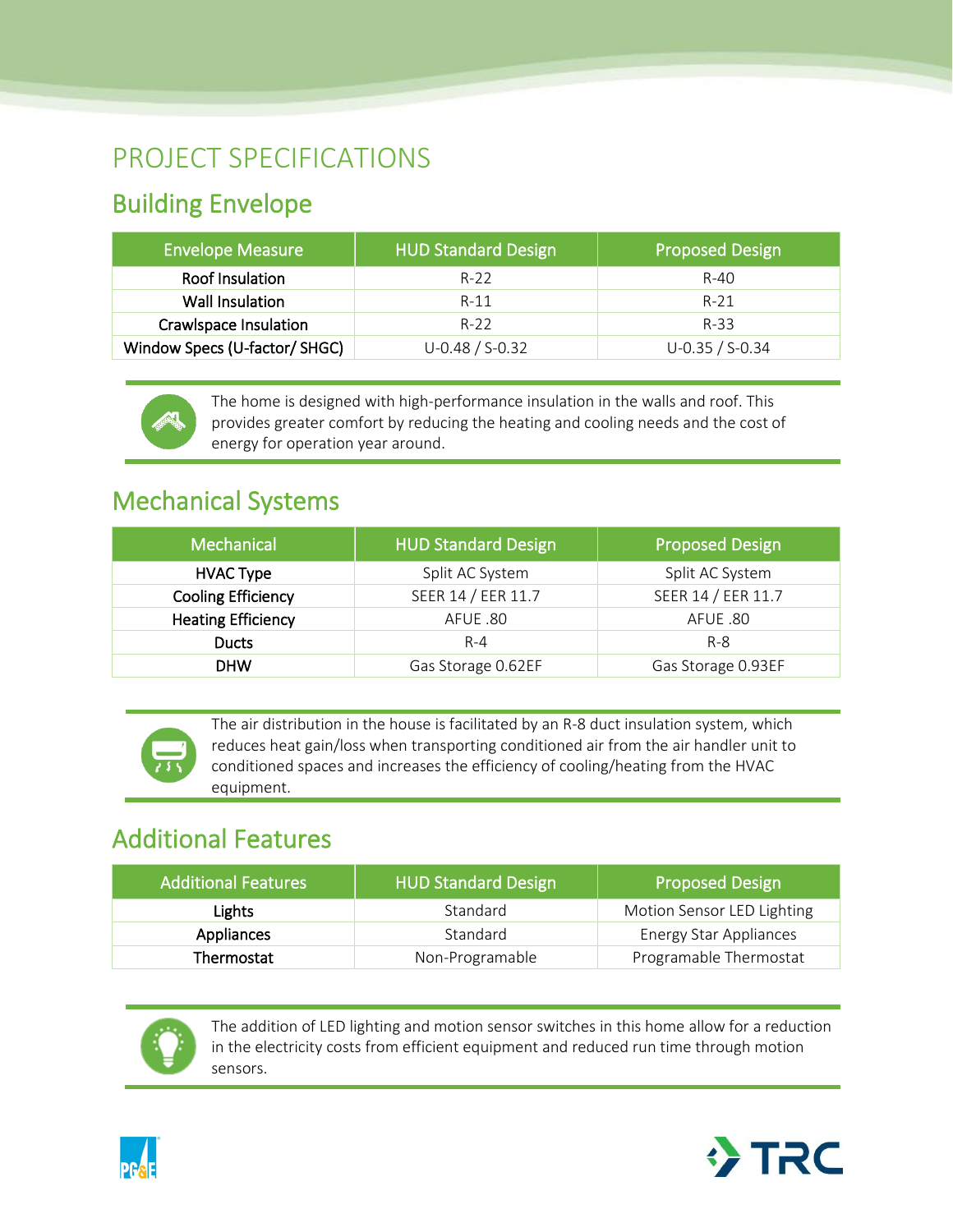# PROJECT SPECIFICATIONS

## Building Envelope

| Envelope Measure | HUD Standard Design | Proposed Design |
| --- | --- | --- |
| Roof Insulation | R-22 | R-40 |
| Wall Insulation | R-11 | R-21 |
| Crawlspace Insulation | R-22 | R-33 |
| Window Specs (U-factor/ SHGC) | U-0.48 / S-0.32 | U-0.35 / S-0.34 |

The home is designed with high-performance insulation in the walls and roof. This provides greater comfort by reducing the heating and cooling needs and the cost of energy for operation year around.

## Mechanical Systems

| Mechanical | HUD Standard Design | Proposed Design |
| --- | --- | --- |
| HVAC Type | Split AC System | Split AC System |
| Cooling Efficiency | SEER 14 / EER 11.7 | SEER 14 / EER 11.7 |
| Heating Efficiency | AFUE .80 | AFUE .80 |
| Ducts | R-4 | R-8 |
| DHW | Gas Storage 0.62EF | Gas Storage 0.93EF |

The air distribution in the house is facilitated by an R-8 duct insulation system, which reduces heat gain/loss when transporting conditioned air from the air handler unit to conditioned spaces and increases the efficiency of cooling/heating from the HVAC equipment.

## Additional Features

| Additional Features | HUD Standard Design | Proposed Design |
| --- | --- | --- |
| Lights | Standard | Motion Sensor LED Lighting |
| Appliances | Standard | Energy Star Appliances |
| Thermostat | Non-Programable | Programable Thermostat |

The addition of LED lighting and motion sensor switches in this home allow for a reduction in the electricity costs from efficient equipment and reduced run time through motion sensors.